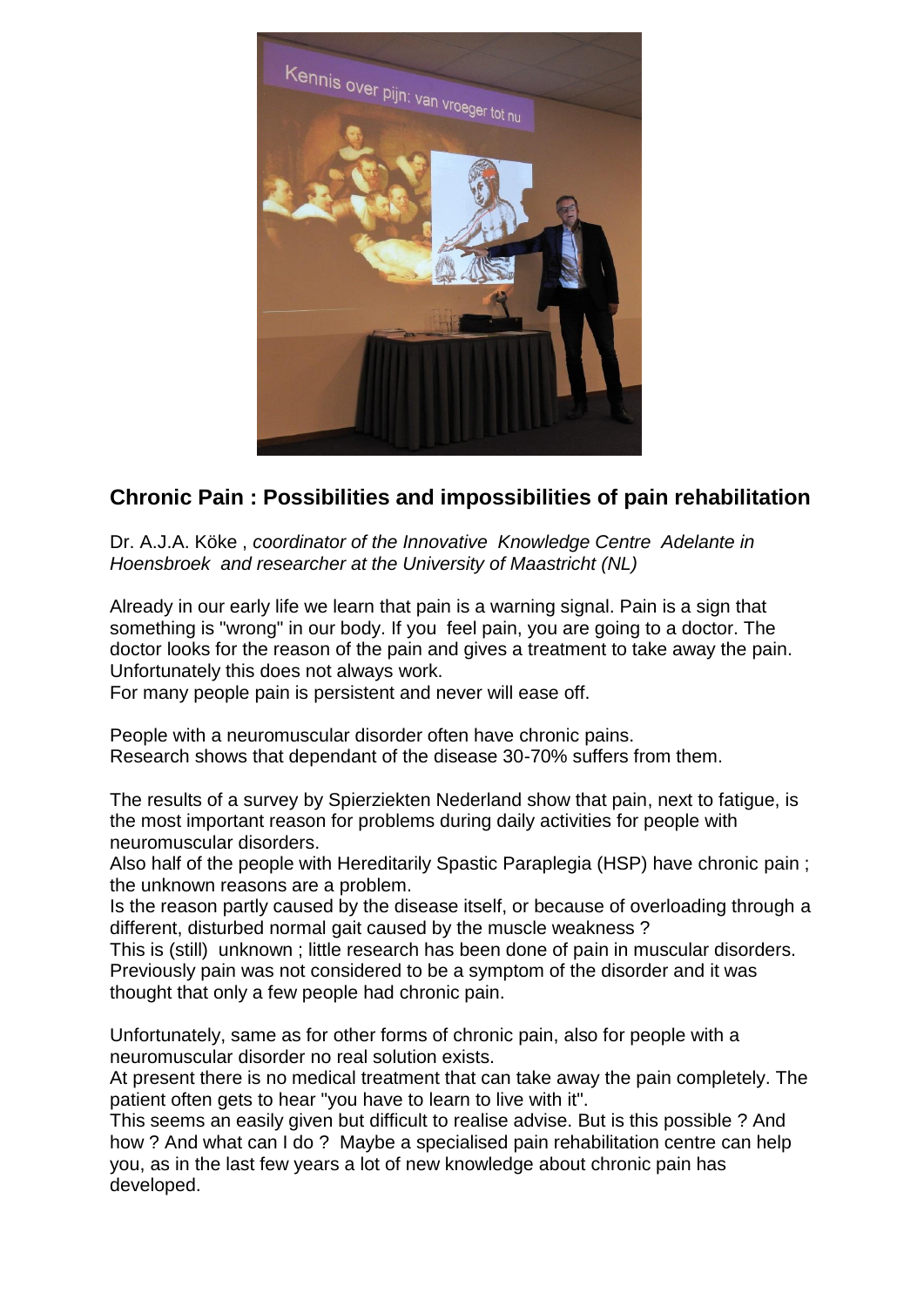## Chronic Pain : Possibilities and impossibilities of pain rehabilitation

Dr. A.J.A. Köke , *coordinator of the Innovative Knowledge Centre Adelante in Hoensbroek and researcher at the University of Maastricht (NL)*

Already in our early life we learn that pain is a warning signal. Pain is a sign that something is "wrong" in our body. If you feel pain, you are going to a doctor. The doctor looks for the reason of the pain and gives a treatment to take away the pain. Unfortunately this does not always work.
For many people pain is persistent and never will ease off.

People with a neuromuscular disorder often have chronic pains.
Research shows that dependant of the disease 30-70% suffers from them.

The results of a survey by Spierziekten Nederland show that pain, next to fatigue, is the most important reason for problems during daily activities for people with neuromuscular disorders.
Also half of the people with Hereditarily Spastic Paraplegia (HSP) have chronic pain ; the unknown reasons are a problem.
Is the reason partly caused by the disease itself, or because of overloading through a different, disturbed normal gait caused by the muscle weakness ?
This is (still) unknown ; little research has been done of pain in muscular disorders.
Previously pain was not considered to be a symptom of the disorder and it was thought that only a few people had chronic pain.

Unfortunately, same as for other forms of chronic pain, also for people with a neuromuscular disorder no real solution exists.
At present there is no medical treatment that can take away the pain completely. The patient often gets to hear "you have to learn to live with it".
This seems an easily given but difficult to realise advise. But is this possible ? And how ? And what can I do ? Maybe a specialised pain rehabilitation centre can help you, as in the last few years a lot of new knowledge about chronic pain has developed.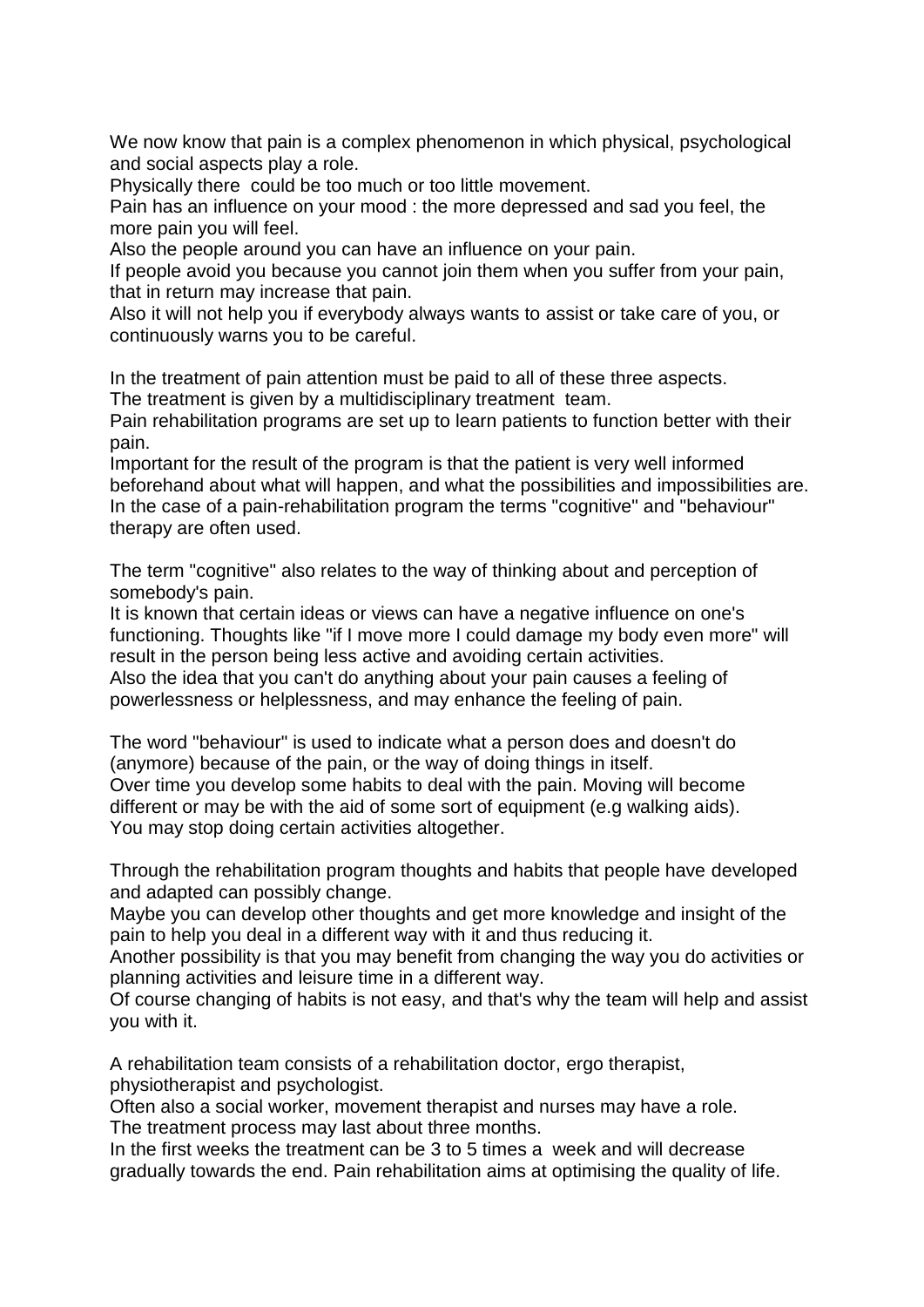We now know that pain is a complex phenomenon in which physical, psychological and social aspects play a role.
Physically there could be too much or too little movement.
Pain has an influence on your mood : the more depressed and sad you feel, the more pain you will feel.
Also the people around you can have an influence on your pain.
If people avoid you because you cannot join them when you suffer from your pain, that in return may increase that pain.
Also it will not help you if everybody always wants to assist or take care of you, or continuously warns you to be careful.

In the treatment of pain attention must be paid to all of these three aspects.
The treatment is given by a multidisciplinary treatment team.
Pain rehabilitation programs are set up to learn patients to function better with their pain.
Important for the result of the program is that the patient is very well informed beforehand about what will happen, and what the possibilities and impossibilities are.
In the case of a pain-rehabilitation program the terms "cognitive" and "behaviour" therapy are often used.

The term "cognitive" also relates to the way of thinking about and perception of somebody's pain.
It is known that certain ideas or views can have a negative influence on one's functioning. Thoughts like "if I move more I could damage my body even more" will result in the person being less active and avoiding certain activities.
Also the idea that you can't do anything about your pain causes a feeling of powerlessness or helplessness, and may enhance the feeling of pain.

The word "behaviour" is used to indicate what a person does and doesn't do (anymore) because of the pain, or the way of doing things in itself.
Over time you develop some habits to deal with the pain. Moving will become different or may be with the aid of some sort of equipment (e.g walking aids).
You may stop doing certain activities altogether.

Through the rehabilitation program thoughts and habits that people have developed and adapted can possibly change.
Maybe you can develop other thoughts and get more knowledge and insight of the pain to help you deal in a different way with it and thus reducing it.
Another possibility is that you may benefit from changing the way you do activities or planning activities and leisure time in a different way.
Of course changing of habits is not easy, and that's why the team will help and assist you with it.

A rehabilitation team consists of a rehabilitation doctor, ergo therapist, physiotherapist and psychologist.
Often also a social worker, movement therapist and nurses may have a role.
The treatment process may last about three months.
In the first weeks the treatment can be 3 to 5 times a week and will decrease gradually towards the end. Pain rehabilitation aims at optimising the quality of life.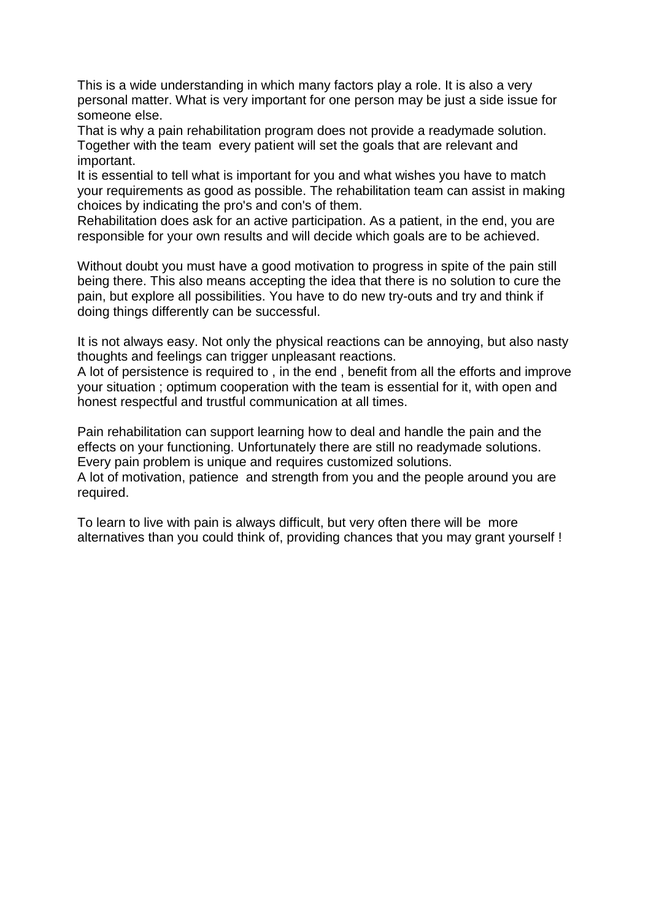This is a wide understanding in which many factors play a role. It is also a very personal matter. What is very important for one person may be just a side issue for someone else.

That is why a pain rehabilitation program does not provide a readymade solution. Together with the team every patient will set the goals that are relevant and important.

It is essential to tell what is important for you and what wishes you have to match your requirements as good as possible. The rehabilitation team can assist in making choices by indicating the pro's and con's of them.

Rehabilitation does ask for an active participation. As a patient, in the end, you are responsible for your own results and will decide which goals are to be achieved.

Without doubt you must have a good motivation to progress in spite of the pain still being there. This also means accepting the idea that there is no solution to cure the pain, but explore all possibilities. You have to do new try-outs and try and think if doing things differently can be successful.

It is not always easy. Not only the physical reactions can be annoying, but also nasty thoughts and feelings can trigger unpleasant reactions.

A lot of persistence is required to , in the end , benefit from all the efforts and improve your situation ; optimum cooperation with the team is essential for it, with open and honest respectful and trustful communication at all times.

Pain rehabilitation can support learning how to deal and handle the pain and the effects on your functioning. Unfortunately there are still no readymade solutions. Every pain problem is unique and requires customized solutions.

A lot of motivation, patience and strength from you and the people around you are required.

To learn to live with pain is always difficult, but very often there will be more alternatives than you could think of, providing chances that you may grant yourself !